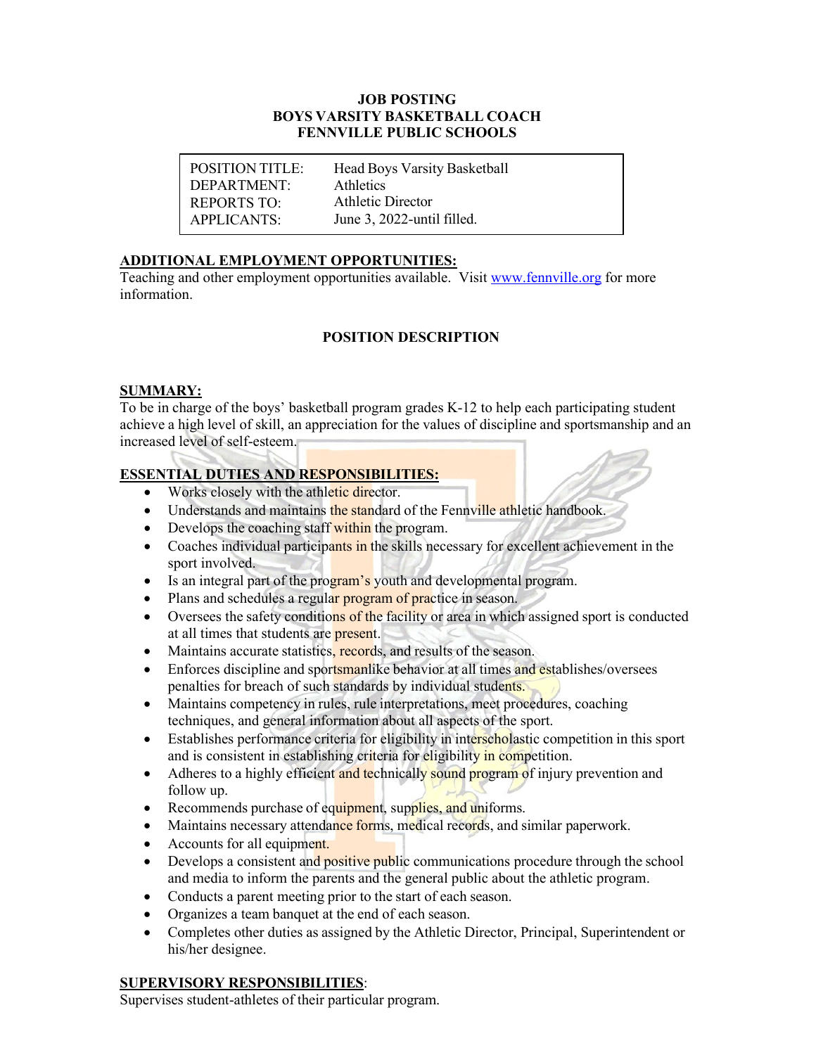# JOB POSTING
# BOYS VARSITY BASKETBALL COACH
# FENNVILLE PUBLIC SCHOOLS

| | |
|---|---|
| POSITION TITLE: | Head Boys Varsity Basketball |
| DEPARTMENT: | Athletics |
| REPORTS TO: | Athletic Director |
| APPLICANTS: | June 3, 2022-until filled. |

## ADDITIONAL EMPLOYMENT OPPORTUNITIES:

Teaching and other employment opportunities available. Visit www.fennville.org for more information.

## POSITION DESCRIPTION

### SUMMARY:

To be in charge of the boys' basketball program grades K-12 to help each participating student achieve a high level of skill, an appreciation for the values of discipline and sportsmanship and an increased level of self-esteem.

### ESSENTIAL DUTIES AND RESPONSIBILITIES:

- Works closely with the athletic director.
- Understands and maintains the standard of the Fennville athletic handbook.
- Develops the coaching staff within the program.
- Coaches individual participants in the skills necessary for excellent achievement in the sport involved.
- Is an integral part of the program's youth and developmental program.
- Plans and schedules a regular program of practice in season.
- Oversees the safety conditions of the facility or area in which assigned sport is conducted at all times that students are present.
- Maintains accurate statistics, records, and results of the season.
- Enforces discipline and sportsmanlike behavior at all times and establishes/oversees penalties for breach of such standards by individual students.
- Maintains competency in rules, rule interpretations, meet procedures, coaching techniques, and general information about all aspects of the sport.
- Establishes performance criteria for eligibility in interscholastic competition in this sport and is consistent in establishing criteria for eligibility in competition.
- Adheres to a highly efficient and technically sound program of injury prevention and follow up.
- Recommends purchase of equipment, supplies, and uniforms.
- Maintains necessary attendance forms, medical records, and similar paperwork.
- Accounts for all equipment.
- Develops a consistent and positive public communications procedure through the school and media to inform the parents and the general public about the athletic program.
- Conducts a parent meeting prior to the start of each season.
- Organizes a team banquet at the end of each season.
- Completes other duties as assigned by the Athletic Director, Principal, Superintendent or his/her designee.

### SUPERVISORY RESPONSIBILITIES:

Supervises student-athletes of their particular program.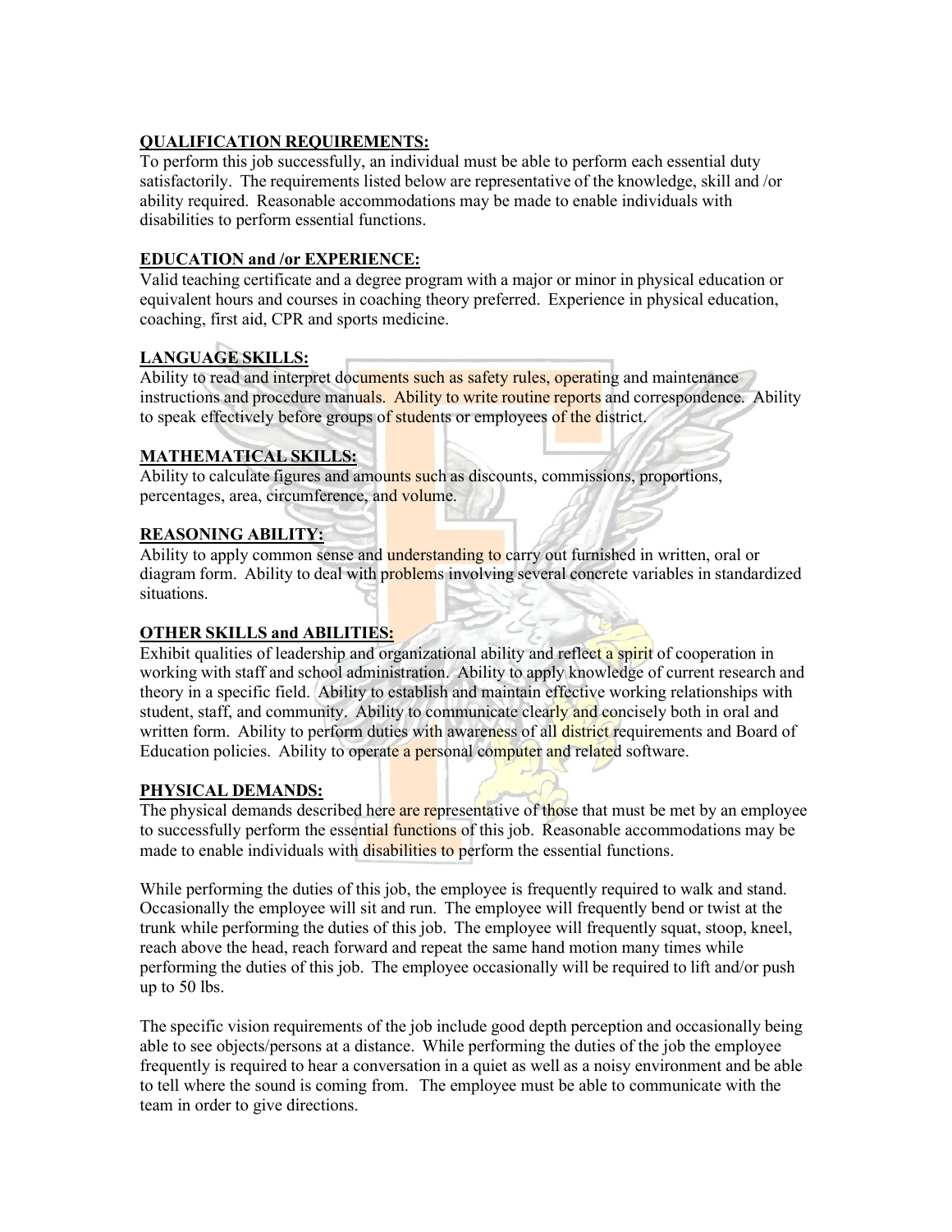## QUALIFICATION REQUIREMENTS:

To perform this job successfully, an individual must be able to perform each essential duty satisfactorily. The requirements listed below are representative of the knowledge, skill and /or ability required. Reasonable accommodations may be made to enable individuals with disabilities to perform essential functions.

## EDUCATION and /or EXPERIENCE:

Valid teaching certificate and a degree program with a major or minor in physical education or equivalent hours and courses in coaching theory preferred. Experience in physical education, coaching, first aid, CPR and sports medicine.

## LANGUAGE SKILLS:

Ability to read and interpret documents such as safety rules, operating and maintenance instructions and procedure manuals. Ability to write routine reports and correspondence. Ability to speak effectively before groups of students or employees of the district.

## MATHEMATICAL SKILLS:

Ability to calculate figures and amounts such as discounts, commissions, proportions, percentages, area, circumference, and volume.

## REASONING ABILITY:

Ability to apply common sense and understanding to carry out furnished in written, oral or diagram form. Ability to deal with problems involving several concrete variables in standardized situations.

## OTHER SKILLS and ABILITIES:

Exhibit qualities of leadership and organizational ability and reflect a spirit of cooperation in working with staff and school administration. Ability to apply knowledge of current research and theory in a specific field. Ability to establish and maintain effective working relationships with student, staff, and community. Ability to communicate clearly and concisely both in oral and written form. Ability to perform duties with awareness of all district requirements and Board of Education policies. Ability to operate a personal computer and related software.

## PHYSICAL DEMANDS:

The physical demands described here are representative of those that must be met by an employee to successfully perform the essential functions of this job. Reasonable accommodations may be made to enable individuals with disabilities to perform the essential functions.

While performing the duties of this job, the employee is frequently required to walk and stand. Occasionally the employee will sit and run. The employee will frequently bend or twist at the trunk while performing the duties of this job. The employee will frequently squat, stoop, kneel, reach above the head, reach forward and repeat the same hand motion many times while performing the duties of this job. The employee occasionally will be required to lift and/or push up to 50 lbs.

The specific vision requirements of the job include good depth perception and occasionally being able to see objects/persons at a distance. While performing the duties of the job the employee frequently is required to hear a conversation in a quiet as well as a noisy environment and be able to tell where the sound is coming from. The employee must be able to communicate with the team in order to give directions.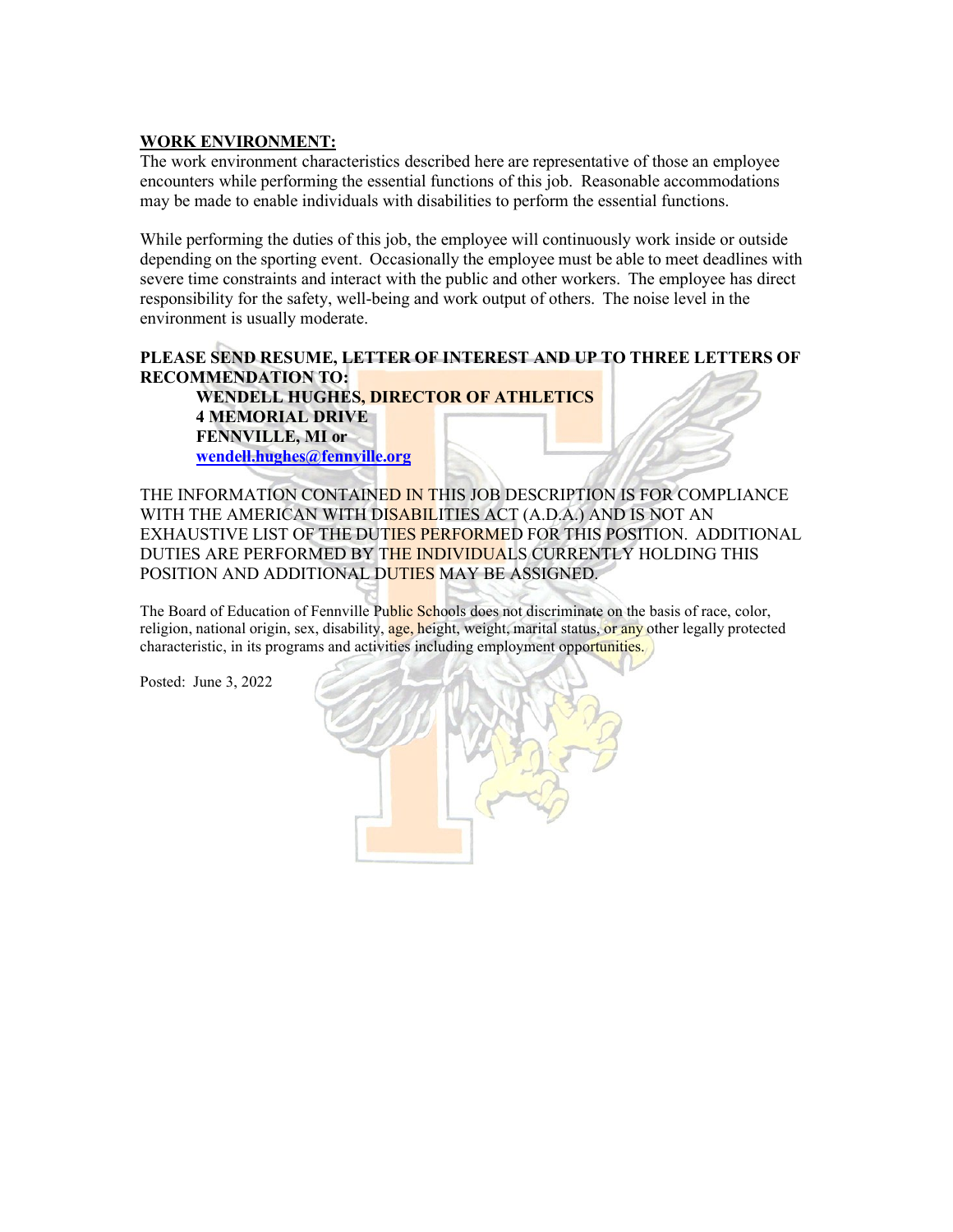**WORK ENVIRONMENT:**

The work environment characteristics described here are representative of those an employee encounters while performing the essential functions of this job. Reasonable accommodations may be made to enable individuals with disabilities to perform the essential functions.

While performing the duties of this job, the employee will continuously work inside or outside depending on the sporting event. Occasionally the employee must be able to meet deadlines with severe time constraints and interact with the public and other workers. The employee has direct responsibility for the safety, well-being and work output of others. The noise level in the environment is usually moderate.

**PLEASE SEND RESUME, LETTER OF INTEREST AND UP TO THREE LETTERS OF RECOMMENDATION TO:**

**WENDELL HUGHES, DIRECTOR OF ATHLETICS**
**4 MEMORIAL DRIVE**
**FENNVILLE, MI or**
**wendell.hughes@fennville.org**

THE INFORMATION CONTAINED IN THIS JOB DESCRIPTION IS FOR COMPLIANCE WITH THE AMERICAN WITH DISABILITIES ACT (A.D.A.) AND IS NOT AN EXHAUSTIVE LIST OF THE DUTIES PERFORMED FOR THIS POSITION. ADDITIONAL DUTIES ARE PERFORMED BY THE INDIVIDUALS CURRENTLY HOLDING THIS POSITION AND ADDITIONAL DUTIES MAY BE ASSIGNED.

The Board of Education of Fennville Public Schools does not discriminate on the basis of race, color, religion, national origin, sex, disability, age, height, weight, marital status, or any other legally protected characteristic, in its programs and activities including employment opportunities.

Posted: June 3, 2022